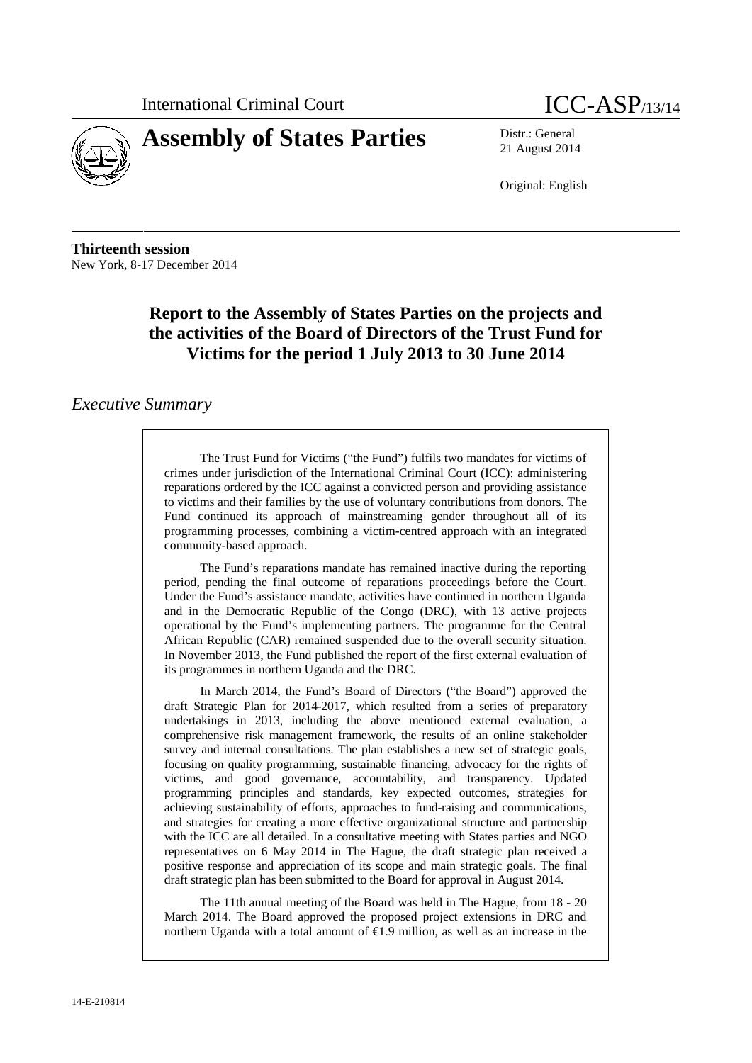International Criminal Court

# Assembly of States Parties

ICC-ASP/13/14

Distr.: General
21 August 2014

Original: English

**Thirteenth session**
New York, 8-17 December 2014

## Report to the Assembly of States Parties on the projects and the activities of the Board of Directors of the Trust Fund for Victims for the period 1 July 2013 to 30 June 2014

## *Executive Summary*

The Trust Fund for Victims ("the Fund") fulfils two mandates for victims of crimes under jurisdiction of the International Criminal Court (ICC): administering reparations ordered by the ICC against a convicted person and providing assistance to victims and their families by the use of voluntary contributions from donors. The Fund continued its approach of mainstreaming gender throughout all of its programming processes, combining a victim-centred approach with an integrated community-based approach.

The Fund's reparations mandate has remained inactive during the reporting period, pending the final outcome of reparations proceedings before the Court. Under the Fund's assistance mandate, activities have continued in northern Uganda and in the Democratic Republic of the Congo (DRC), with 13 active projects operational by the Fund's implementing partners. The programme for the Central African Republic (CAR) remained suspended due to the overall security situation. In November 2013, the Fund published the report of the first external evaluation of its programmes in northern Uganda and the DRC.

In March 2014, the Fund's Board of Directors ("the Board") approved the draft Strategic Plan for 2014-2017, which resulted from a series of preparatory undertakings in 2013, including the above mentioned external evaluation, a comprehensive risk management framework, the results of an online stakeholder survey and internal consultations. The plan establishes a new set of strategic goals, focusing on quality programming, sustainable financing, advocacy for the rights of victims, and good governance, accountability, and transparency. Updated programming principles and standards, key expected outcomes, strategies for achieving sustainability of efforts, approaches to fund-raising and communications, and strategies for creating a more effective organizational structure and partnership with the ICC are all detailed. In a consultative meeting with States parties and NGO representatives on 6 May 2014 in The Hague, the draft strategic plan received a positive response and appreciation of its scope and main strategic goals. The final draft strategic plan has been submitted to the Board for approval in August 2014.

The 11th annual meeting of the Board was held in The Hague, from 18 - 20 March 2014. The Board approved the proposed project extensions in DRC and northern Uganda with a total amount of €1.9 million, as well as an increase in the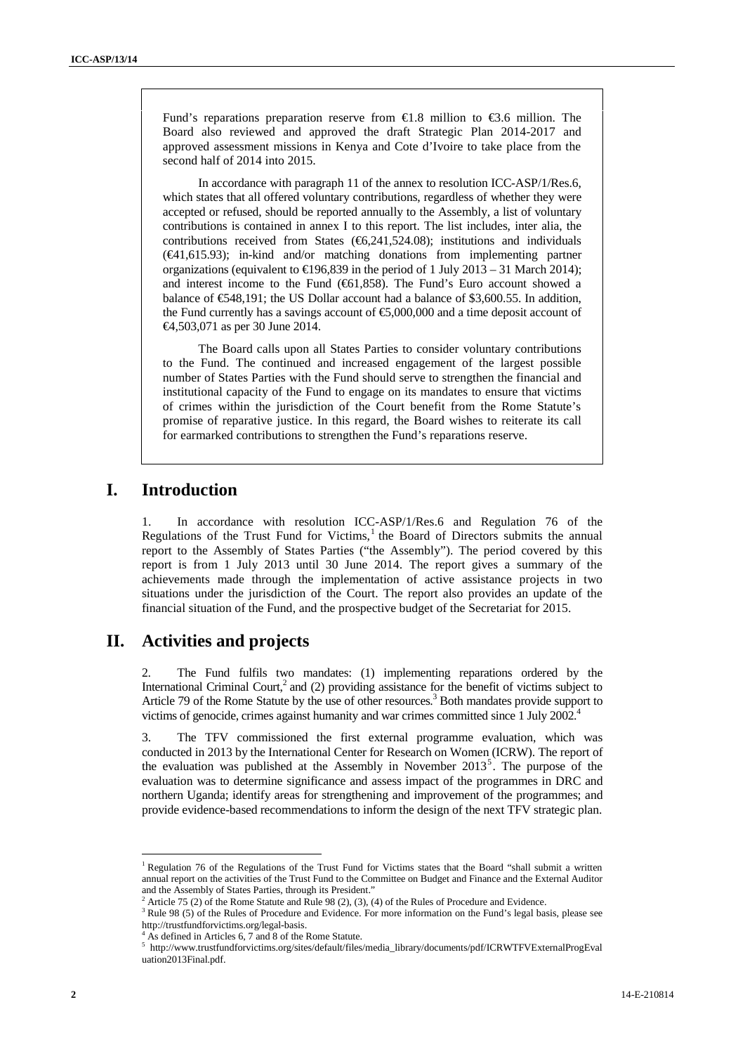Fund's reparations preparation reserve from €1.8 million to €3.6 million. The Board also reviewed and approved the draft Strategic Plan 2014-2017 and approved assessment missions in Kenya and Cote d'Ivoire to take place from the second half of 2014 into 2015.

In accordance with paragraph 11 of the annex to resolution ICC-ASP/1/Res.6, which states that all offered voluntary contributions, regardless of whether they were accepted or refused, should be reported annually to the Assembly, a list of voluntary contributions is contained in annex I to this report. The list includes, inter alia, the contributions received from States (€6,241,524.08); institutions and individuals (€41,615.93); in-kind and/or matching donations from implementing partner organizations (equivalent to €196,839 in the period of 1 July 2013 – 31 March 2014); and interest income to the Fund (€61,858). The Fund's Euro account showed a balance of €548,191; the US Dollar account had a balance of $3,600.55. In addition, the Fund currently has a savings account of €5,000,000 and a time deposit account of €4,503,071 as per 30 June 2014.

The Board calls upon all States Parties to consider voluntary contributions to the Fund. The continued and increased engagement of the largest possible number of States Parties with the Fund should serve to strengthen the financial and institutional capacity of the Fund to engage on its mandates to ensure that victims of crimes within the jurisdiction of the Court benefit from the Rome Statute's promise of reparative justice. In this regard, the Board wishes to reiterate its call for earmarked contributions to strengthen the Fund's reparations reserve.

# I. Introduction

1. In accordance with resolution ICC-ASP/1/Res.6 and Regulation 76 of the Regulations of the Trust Fund for Victims,[1] the Board of Directors submits the annual report to the Assembly of States Parties ("the Assembly"). The period covered by this report is from 1 July 2013 until 30 June 2014. The report gives a summary of the achievements made through the implementation of active assistance projects in two situations under the jurisdiction of the Court. The report also provides an update of the financial situation of the Fund, and the prospective budget of the Secretariat for 2015.

# II. Activities and projects

2. The Fund fulfils two mandates: (1) implementing reparations ordered by the International Criminal Court,[2] and (2) providing assistance for the benefit of victims subject to Article 79 of the Rome Statute by the use of other resources.[3] Both mandates provide support to victims of genocide, crimes against humanity and war crimes committed since 1 July 2002.[4]

3. The TFV commissioned the first external programme evaluation, which was conducted in 2013 by the International Center for Research on Women (ICRW). The report of the evaluation was published at the Assembly in November 2013[5]. The purpose of the evaluation was to determine significance and assess impact of the programmes in DRC and northern Uganda; identify areas for strengthening and improvement of the programmes; and provide evidence-based recommendations to inform the design of the next TFV strategic plan.

---

[1] Regulation 76 of the Regulations of the Trust Fund for Victims states that the Board "shall submit a written annual report on the activities of the Trust Fund to the Committee on Budget and Finance and the External Auditor and the Assembly of States Parties, through its President."

[2] Article 75 (2) of the Rome Statute and Rule 98 (2), (3), (4) of the Rules of Procedure and Evidence.

[3] Rule 98 (5) of the Rules of Procedure and Evidence. For more information on the Fund's legal basis, please see http://trustfundforvictims.org/legal-basis.

[4] As defined in Articles 6, 7 and 8 of the Rome Statute.

[5] http://www.trustfundforvictims.org/sites/default/files/media_library/documents/pdf/ICRWTFVExternalProgEvaluation2013Final.pdf.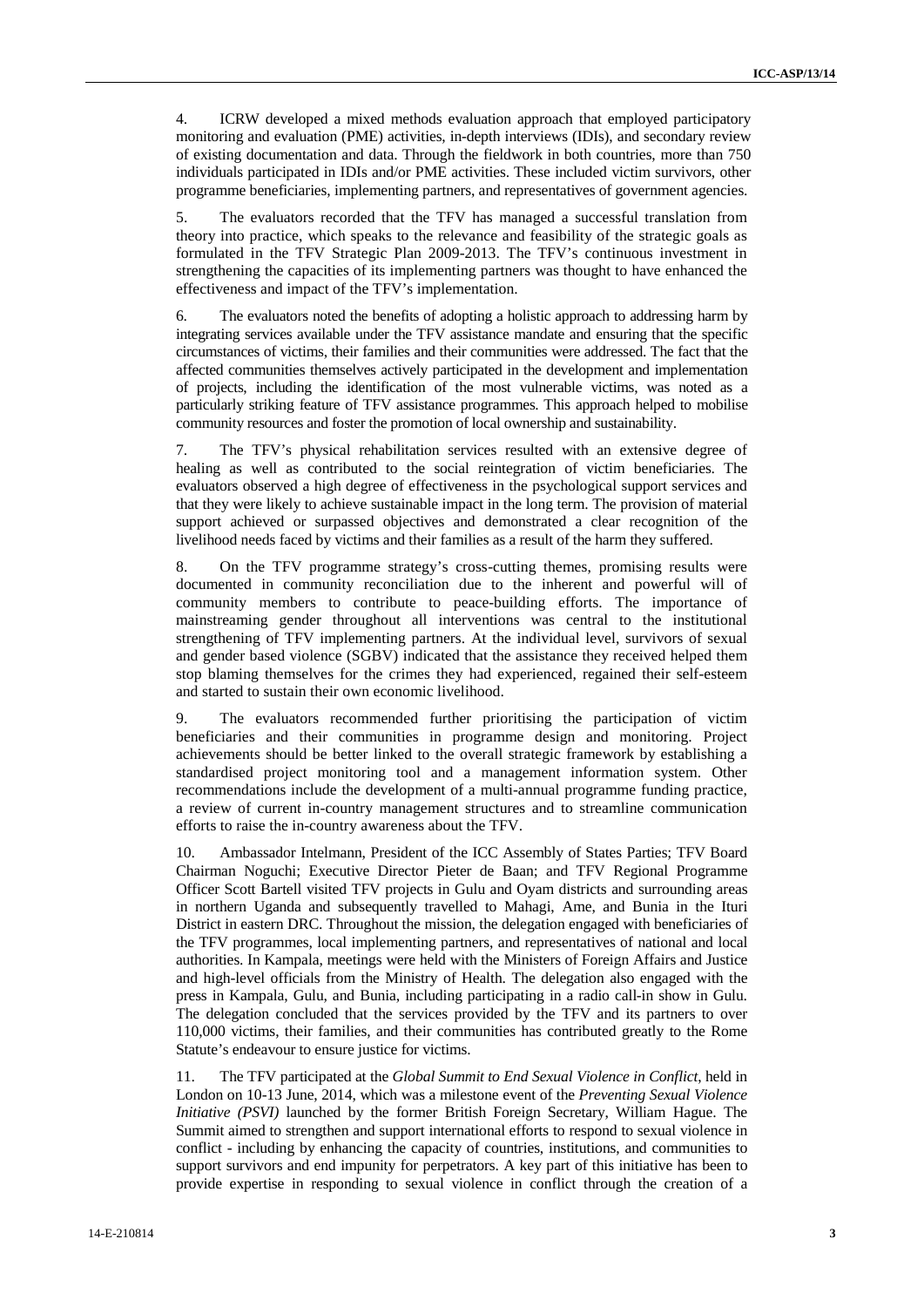4. ICRW developed a mixed methods evaluation approach that employed participatory monitoring and evaluation (PME) activities, in-depth interviews (IDIs), and secondary review of existing documentation and data. Through the fieldwork in both countries, more than 750 individuals participated in IDIs and/or PME activities. These included victim survivors, other programme beneficiaries, implementing partners, and representatives of government agencies.

5. The evaluators recorded that the TFV has managed a successful translation from theory into practice, which speaks to the relevance and feasibility of the strategic goals as formulated in the TFV Strategic Plan 2009-2013. The TFV's continuous investment in strengthening the capacities of its implementing partners was thought to have enhanced the effectiveness and impact of the TFV's implementation.

6. The evaluators noted the benefits of adopting a holistic approach to addressing harm by integrating services available under the TFV assistance mandate and ensuring that the specific circumstances of victims, their families and their communities were addressed. The fact that the affected communities themselves actively participated in the development and implementation of projects, including the identification of the most vulnerable victims, was noted as a particularly striking feature of TFV assistance programmes. This approach helped to mobilise community resources and foster the promotion of local ownership and sustainability.

7. The TFV's physical rehabilitation services resulted with an extensive degree of healing as well as contributed to the social reintegration of victim beneficiaries. The evaluators observed a high degree of effectiveness in the psychological support services and that they were likely to achieve sustainable impact in the long term. The provision of material support achieved or surpassed objectives and demonstrated a clear recognition of the livelihood needs faced by victims and their families as a result of the harm they suffered.

8. On the TFV programme strategy's cross-cutting themes, promising results were documented in community reconciliation due to the inherent and powerful will of community members to contribute to peace-building efforts. The importance of mainstreaming gender throughout all interventions was central to the institutional strengthening of TFV implementing partners. At the individual level, survivors of sexual and gender based violence (SGBV) indicated that the assistance they received helped them stop blaming themselves for the crimes they had experienced, regained their self-esteem and started to sustain their own economic livelihood.

9. The evaluators recommended further prioritising the participation of victim beneficiaries and their communities in programme design and monitoring. Project achievements should be better linked to the overall strategic framework by establishing a standardised project monitoring tool and a management information system. Other recommendations include the development of a multi-annual programme funding practice, a review of current in-country management structures and to streamline communication efforts to raise the in-country awareness about the TFV.

10. Ambassador Intelmann, President of the ICC Assembly of States Parties; TFV Board Chairman Noguchi; Executive Director Pieter de Baan; and TFV Regional Programme Officer Scott Bartell visited TFV projects in Gulu and Oyam districts and surrounding areas in northern Uganda and subsequently travelled to Mahagi, Ame, and Bunia in the Ituri District in eastern DRC. Throughout the mission, the delegation engaged with beneficiaries of the TFV programmes, local implementing partners, and representatives of national and local authorities. In Kampala, meetings were held with the Ministers of Foreign Affairs and Justice and high-level officials from the Ministry of Health. The delegation also engaged with the press in Kampala, Gulu, and Bunia, including participating in a radio call-in show in Gulu. The delegation concluded that the services provided by the TFV and its partners to over 110,000 victims, their families, and their communities has contributed greatly to the Rome Statute's endeavour to ensure justice for victims.

11. The TFV participated at the *Global Summit to End Sexual Violence in Conflict*, held in London on 10-13 June, 2014, which was a milestone event of the *Preventing Sexual Violence Initiative (PSVI)* launched by the former British Foreign Secretary, William Hague. The Summit aimed to strengthen and support international efforts to respond to sexual violence in conflict - including by enhancing the capacity of countries, institutions, and communities to support survivors and end impunity for perpetrators. A key part of this initiative has been to provide expertise in responding to sexual violence in conflict through the creation of a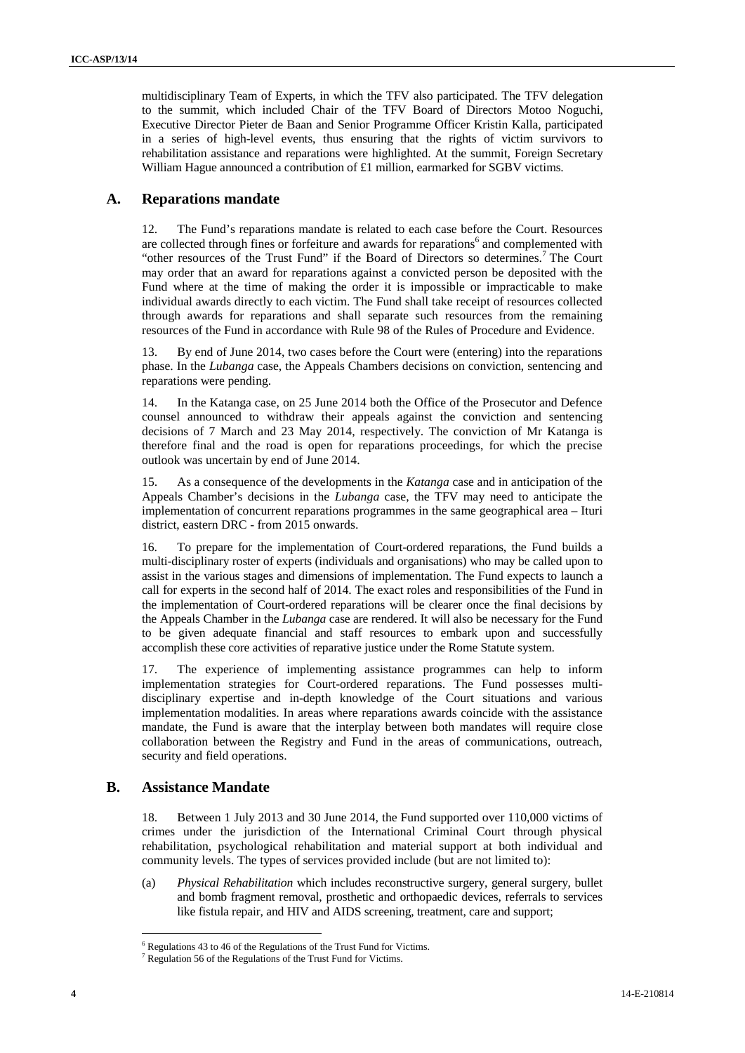multidisciplinary Team of Experts, in which the TFV also participated. The TFV delegation to the summit, which included Chair of the TFV Board of Directors Motoo Noguchi, Executive Director Pieter de Baan and Senior Programme Officer Kristin Kalla, participated in a series of high-level events, thus ensuring that the rights of victim survivors to rehabilitation assistance and reparations were highlighted. At the summit, Foreign Secretary William Hague announced a contribution of £1 million, earmarked for SGBV victims.

## A. Reparations mandate

12. The Fund's reparations mandate is related to each case before the Court. Resources are collected through fines or forfeiture and awards for reparations[6] and complemented with "other resources of the Trust Fund" if the Board of Directors so determines.[7] The Court may order that an award for reparations against a convicted person be deposited with the Fund where at the time of making the order it is impossible or impracticable to make individual awards directly to each victim. The Fund shall take receipt of resources collected through awards for reparations and shall separate such resources from the remaining resources of the Fund in accordance with Rule 98 of the Rules of Procedure and Evidence.

13. By end of June 2014, two cases before the Court were (entering) into the reparations phase. In the *Lubanga* case, the Appeals Chambers decisions on conviction, sentencing and reparations were pending.

14. In the Katanga case, on 25 June 2014 both the Office of the Prosecutor and Defence counsel announced to withdraw their appeals against the conviction and sentencing decisions of 7 March and 23 May 2014, respectively. The conviction of Mr Katanga is therefore final and the road is open for reparations proceedings, for which the precise outlook was uncertain by end of June 2014.

15. As a consequence of the developments in the *Katanga* case and in anticipation of the Appeals Chamber's decisions in the *Lubanga* case, the TFV may need to anticipate the implementation of concurrent reparations programmes in the same geographical area – Ituri district, eastern DRC - from 2015 onwards.

16. To prepare for the implementation of Court-ordered reparations, the Fund builds a multi-disciplinary roster of experts (individuals and organisations) who may be called upon to assist in the various stages and dimensions of implementation. The Fund expects to launch a call for experts in the second half of 2014. The exact roles and responsibilities of the Fund in the implementation of Court-ordered reparations will be clearer once the final decisions by the Appeals Chamber in the *Lubanga* case are rendered. It will also be necessary for the Fund to be given adequate financial and staff resources to embark upon and successfully accomplish these core activities of reparative justice under the Rome Statute system.

17. The experience of implementing assistance programmes can help to inform implementation strategies for Court-ordered reparations. The Fund possesses multi-disciplinary expertise and in-depth knowledge of the Court situations and various implementation modalities. In areas where reparations awards coincide with the assistance mandate, the Fund is aware that the interplay between both mandates will require close collaboration between the Registry and Fund in the areas of communications, outreach, security and field operations.

## B. Assistance Mandate

18. Between 1 July 2013 and 30 June 2014, the Fund supported over 110,000 victims of crimes under the jurisdiction of the International Criminal Court through physical rehabilitation, psychological rehabilitation and material support at both individual and community levels. The types of services provided include (but are not limited to):

(a) *Physical Rehabilitation* which includes reconstructive surgery, general surgery, bullet and bomb fragment removal, prosthetic and orthopaedic devices, referrals to services like fistula repair, and HIV and AIDS screening, treatment, care and support;

---

[6] Regulations 43 to 46 of the Regulations of the Trust Fund for Victims.

[7] Regulation 56 of the Regulations of the Trust Fund for Victims.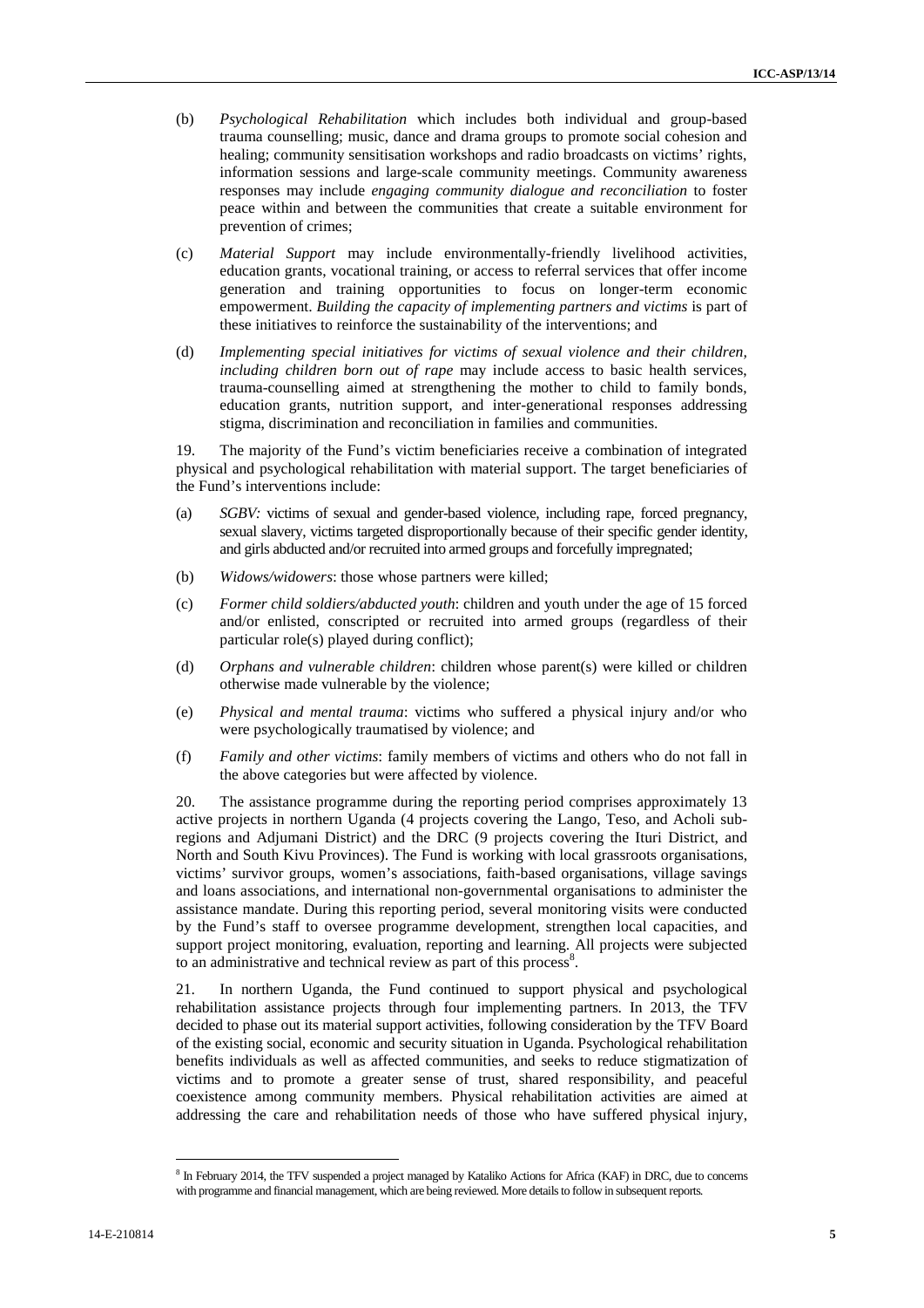(b) *Psychological Rehabilitation* which includes both individual and group-based trauma counselling; music, dance and drama groups to promote social cohesion and healing; community sensitisation workshops and radio broadcasts on victims' rights, information sessions and large-scale community meetings. Community awareness responses may include *engaging community dialogue and reconciliation* to foster peace within and between the communities that create a suitable environment for prevention of crimes;

(c) *Material Support* may include environmentally-friendly livelihood activities, education grants, vocational training, or access to referral services that offer income generation and training opportunities to focus on longer-term economic empowerment. *Building the capacity of implementing partners and victims* is part of these initiatives to reinforce the sustainability of the interventions; and

(d) *Implementing special initiatives for victims of sexual violence and their children, including children born out of rape* may include access to basic health services, trauma-counselling aimed at strengthening the mother to child to family bonds, education grants, nutrition support, and inter-generational responses addressing stigma, discrimination and reconciliation in families and communities.

19. The majority of the Fund's victim beneficiaries receive a combination of integrated physical and psychological rehabilitation with material support. The target beneficiaries of the Fund's interventions include:

(a) *SGBV:* victims of sexual and gender-based violence, including rape, forced pregnancy, sexual slavery, victims targeted disproportionally because of their specific gender identity, and girls abducted and/or recruited into armed groups and forcefully impregnated;

(b) *Widows/widowers*: those whose partners were killed;

(c) *Former child soldiers/abducted youth*: children and youth under the age of 15 forced and/or enlisted, conscripted or recruited into armed groups (regardless of their particular role(s) played during conflict);

(d) *Orphans and vulnerable children*: children whose parent(s) were killed or children otherwise made vulnerable by the violence;

(e) *Physical and mental trauma*: victims who suffered a physical injury and/or who were psychologically traumatised by violence; and

(f) *Family and other victims*: family members of victims and others who do not fall in the above categories but were affected by violence.

20. The assistance programme during the reporting period comprises approximately 13 active projects in northern Uganda (4 projects covering the Lango, Teso, and Acholi sub-regions and Adjumani District) and the DRC (9 projects covering the Ituri District, and North and South Kivu Provinces). The Fund is working with local grassroots organisations, victims' survivor groups, women's associations, faith-based organisations, village savings and loans associations, and international non-governmental organisations to administer the assistance mandate. During this reporting period, several monitoring visits were conducted by the Fund's staff to oversee programme development, strengthen local capacities, and support project monitoring, evaluation, reporting and learning. All projects were subjected to an administrative and technical review as part of this process[8].

21. In northern Uganda, the Fund continued to support physical and psychological rehabilitation assistance projects through four implementing partners. In 2013, the TFV decided to phase out its material support activities, following consideration by the TFV Board of the existing social, economic and security situation in Uganda. Psychological rehabilitation benefits individuals as well as affected communities, and seeks to reduce stigmatization of victims and to promote a greater sense of trust, shared responsibility, and peaceful coexistence among community members. Physical rehabilitation activities are aimed at addressing the care and rehabilitation needs of those who have suffered physical injury,

---

[8] In February 2014, the TFV suspended a project managed by Kataliko Actions for Africa (KAF) in DRC, due to concerns with programme and financial management, which are being reviewed. More details to follow in subsequent reports.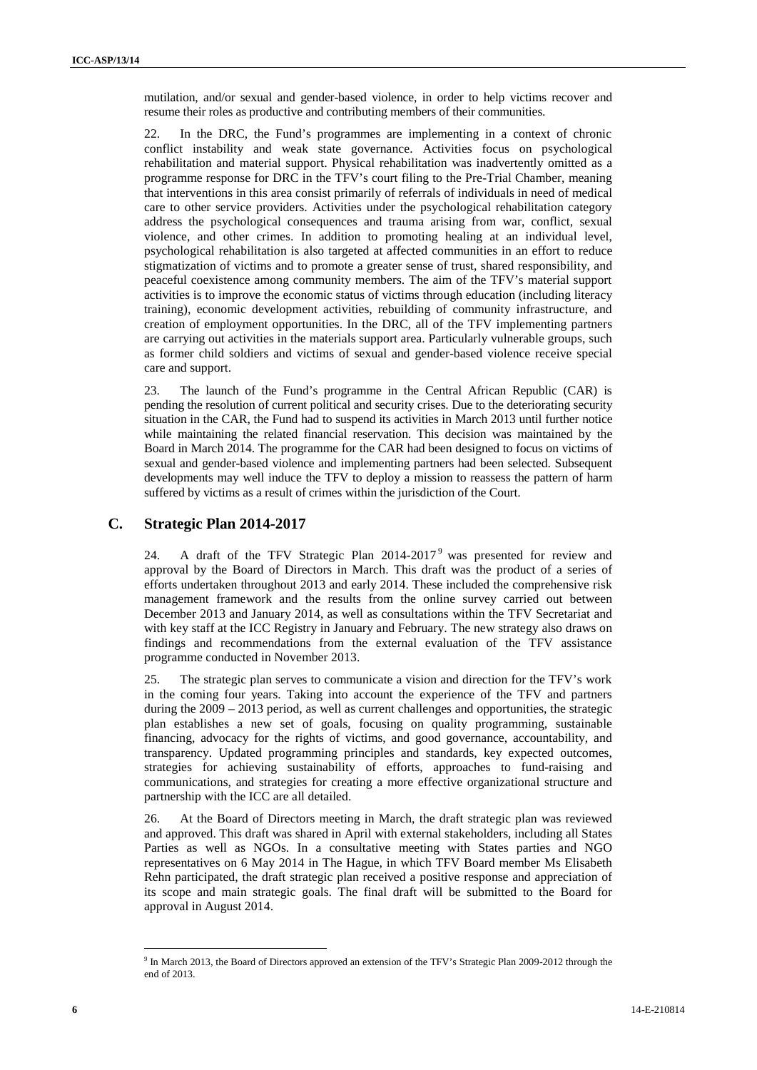mutilation, and/or sexual and gender-based violence, in order to help victims recover and resume their roles as productive and contributing members of their communities.

22. In the DRC, the Fund's programmes are implementing in a context of chronic conflict instability and weak state governance. Activities focus on psychological rehabilitation and material support. Physical rehabilitation was inadvertently omitted as a programme response for DRC in the TFV's court filing to the Pre-Trial Chamber, meaning that interventions in this area consist primarily of referrals of individuals in need of medical care to other service providers. Activities under the psychological rehabilitation category address the psychological consequences and trauma arising from war, conflict, sexual violence, and other crimes. In addition to promoting healing at an individual level, psychological rehabilitation is also targeted at affected communities in an effort to reduce stigmatization of victims and to promote a greater sense of trust, shared responsibility, and peaceful coexistence among community members. The aim of the TFV's material support activities is to improve the economic status of victims through education (including literacy training), economic development activities, rebuilding of community infrastructure, and creation of employment opportunities. In the DRC, all of the TFV implementing partners are carrying out activities in the materials support area. Particularly vulnerable groups, such as former child soldiers and victims of sexual and gender-based violence receive special care and support.

23. The launch of the Fund's programme in the Central African Republic (CAR) is pending the resolution of current political and security crises. Due to the deteriorating security situation in the CAR, the Fund had to suspend its activities in March 2013 until further notice while maintaining the related financial reservation. This decision was maintained by the Board in March 2014. The programme for the CAR had been designed to focus on victims of sexual and gender-based violence and implementing partners had been selected. Subsequent developments may well induce the TFV to deploy a mission to reassess the pattern of harm suffered by victims as a result of crimes within the jurisdiction of the Court.

## C. Strategic Plan 2014-2017

24. A draft of the TFV Strategic Plan 2014-2017[9] was presented for review and approval by the Board of Directors in March. This draft was the product of a series of efforts undertaken throughout 2013 and early 2014. These included the comprehensive risk management framework and the results from the online survey carried out between December 2013 and January 2014, as well as consultations within the TFV Secretariat and with key staff at the ICC Registry in January and February. The new strategy also draws on findings and recommendations from the external evaluation of the TFV assistance programme conducted in November 2013.

25. The strategic plan serves to communicate a vision and direction for the TFV's work in the coming four years. Taking into account the experience of the TFV and partners during the 2009 – 2013 period, as well as current challenges and opportunities, the strategic plan establishes a new set of goals, focusing on quality programming, sustainable financing, advocacy for the rights of victims, and good governance, accountability, and transparency. Updated programming principles and standards, key expected outcomes, strategies for achieving sustainability of efforts, approaches to fund-raising and communications, and strategies for creating a more effective organizational structure and partnership with the ICC are all detailed.

26. At the Board of Directors meeting in March, the draft strategic plan was reviewed and approved. This draft was shared in April with external stakeholders, including all States Parties as well as NGOs. In a consultative meeting with States parties and NGO representatives on 6 May 2014 in The Hague, in which TFV Board member Ms Elisabeth Rehn participated, the draft strategic plan received a positive response and appreciation of its scope and main strategic goals. The final draft will be submitted to the Board for approval in August 2014.

[9] In March 2013, the Board of Directors approved an extension of the TFV's Strategic Plan 2009-2012 through the end of 2013.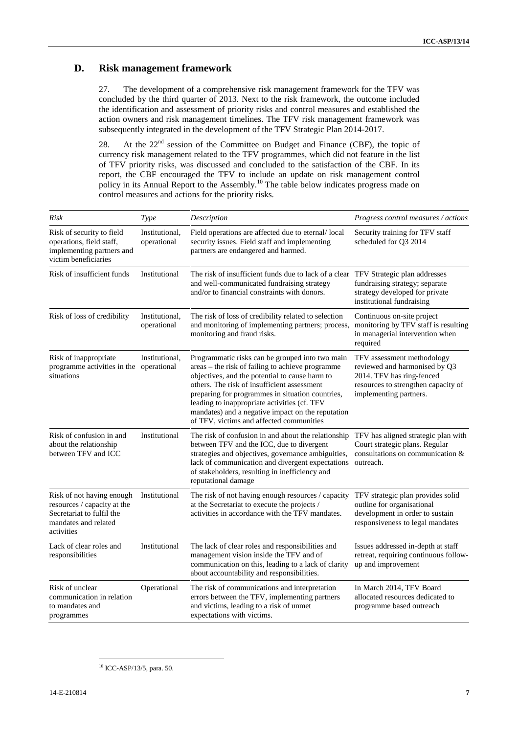## D. Risk management framework

27. The development of a comprehensive risk management framework for the TFV was concluded by the third quarter of 2013. Next to the risk framework, the outcome included the identification and assessment of priority risks and control measures and established the action owners and risk management timelines. The TFV risk management framework was subsequently integrated in the development of the TFV Strategic Plan 2014-2017.

28. At the 22nd session of the Committee on Budget and Finance (CBF), the topic of currency risk management related to the TFV programmes, which did not feature in the list of TFV priority risks, was discussed and concluded to the satisfaction of the CBF. In its report, the CBF encouraged the TFV to include an update on risk management control policy in its Annual Report to the Assembly.[10] The table below indicates progress made on control measures and actions for the priority risks.

| *Risk* | *Type* | *Description* | *Progress control measures / actions* |
|---|---|---|---|
| Risk of security to field operations, field staff, implementing partners and victim beneficiaries | Institutional, operational | Field operations are affected due to eternal/ local security issues. Field staff and implementing partners are endangered and harmed. | Security training for TFV staff scheduled for Q3 2014 |
| Risk of insufficient funds | Institutional | The risk of insufficient funds due to lack of a clear and well-communicated fundraising strategy and/or to financial constraints with donors. | TFV Strategic plan addresses fundraising strategy; separate strategy developed for private institutional fundraising |
| Risk of loss of credibility | Institutional, operational | The risk of loss of credibility related to selection and monitoring of implementing partners; process, monitoring and fraud risks. | Continuous on-site project monitoring by TFV staff is resulting in managerial intervention when required |
| Risk of inappropriate programme activities in the situations | Institutional, operational | Programmatic risks can be grouped into two main areas – the risk of failing to achieve programme objectives, and the potential to cause harm to others. The risk of insufficient assessment preparing for programmes in situation countries, leading to inappropriate activities (cf. TFV mandates) and a negative impact on the reputation of TFV, victims and affected communities | TFV assessment methodology reviewed and harmonised by Q3 2014. TFV has ring-fenced resources to strengthen capacity of implementing partners. |
| Risk of confusion in and about the relationship between TFV and ICC | Institutional | The risk of confusion in and about the relationship between TFV and the ICC, due to divergent strategies and objectives, governance ambiguities, lack of communication and divergent expectations of stakeholders, resulting in inefficiency and reputational damage | TFV has aligned strategic plan with Court strategic plans. Regular consultations on communication & outreach. |
| Risk of not having enough resources / capacity at the Secretariat to fulfil the mandates and related activities | Institutional | The risk of not having enough resources / capacity at the Secretariat to execute the projects / activities in accordance with the TFV mandates. | TFV strategic plan provides solid outline for organisational development in order to sustain responsiveness to legal mandates |
| Lack of clear roles and responsibilities | Institutional | The lack of clear roles and responsibilities and management vision inside the TFV and of communication on this, leading to a lack of clarity about accountability and responsibilities. | Issues addressed in-depth at staff retreat, requiring continuous follow-up and improvement |
| Risk of unclear communication in relation to mandates and programmes | Operational | The risk of communications and interpretation errors between the TFV, implementing partners and victims, leading to a risk of unmet expectations with victims. | In March 2014, TFV Board allocated resources dedicated to programme based outreach |

[10] ICC-ASP/13/5, para. 50.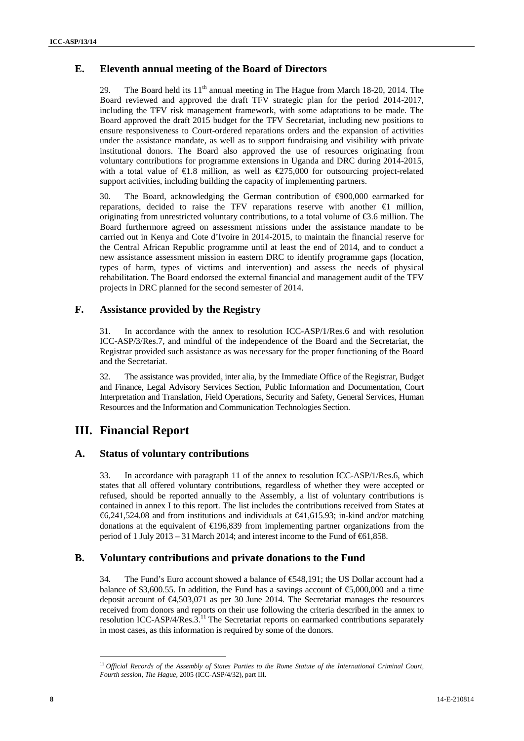## E. Eleventh annual meeting of the Board of Directors

29. The Board held its 11th annual meeting in The Hague from March 18-20, 2014. The Board reviewed and approved the draft TFV strategic plan for the period 2014-2017, including the TFV risk management framework, with some adaptations to be made. The Board approved the draft 2015 budget for the TFV Secretariat, including new positions to ensure responsiveness to Court-ordered reparations orders and the expansion of activities under the assistance mandate, as well as to support fundraising and visibility with private institutional donors. The Board also approved the use of resources originating from voluntary contributions for programme extensions in Uganda and DRC during 2014-2015, with a total value of €1.8 million, as well as €275,000 for outsourcing project-related support activities, including building the capacity of implementing partners.

30. The Board, acknowledging the German contribution of €900,000 earmarked for reparations, decided to raise the TFV reparations reserve with another €1 million, originating from unrestricted voluntary contributions, to a total volume of €3.6 million. The Board furthermore agreed on assessment missions under the assistance mandate to be carried out in Kenya and Cote d'Ivoire in 2014-2015, to maintain the financial reserve for the Central African Republic programme until at least the end of 2014, and to conduct a new assistance assessment mission in eastern DRC to identify programme gaps (location, types of harm, types of victims and intervention) and assess the needs of physical rehabilitation. The Board endorsed the external financial and management audit of the TFV projects in DRC planned for the second semester of 2014.

## F. Assistance provided by the Registry

31. In accordance with the annex to resolution ICC-ASP/1/Res.6 and with resolution ICC-ASP/3/Res.7, and mindful of the independence of the Board and the Secretariat, the Registrar provided such assistance as was necessary for the proper functioning of the Board and the Secretariat.

32. The assistance was provided, inter alia, by the Immediate Office of the Registrar, Budget and Finance, Legal Advisory Services Section, Public Information and Documentation, Court Interpretation and Translation, Field Operations, Security and Safety, General Services, Human Resources and the Information and Communication Technologies Section.

# III. Financial Report

## A. Status of voluntary contributions

33. In accordance with paragraph 11 of the annex to resolution ICC-ASP/1/Res.6, which states that all offered voluntary contributions, regardless of whether they were accepted or refused, should be reported annually to the Assembly, a list of voluntary contributions is contained in annex I to this report. The list includes the contributions received from States at €6,241,524.08 and from institutions and individuals at €41,615.93; in-kind and/or matching donations at the equivalent of €196,839 from implementing partner organizations from the period of 1 July 2013 – 31 March 2014; and interest income to the Fund of €61,858.

## B. Voluntary contributions and private donations to the Fund

34. The Fund's Euro account showed a balance of €548,191; the US Dollar account had a balance of $3,600.55. In addition, the Fund has a savings account of €5,000,000 and a time deposit account of €4,503,071 as per 30 June 2014. The Secretariat manages the resources received from donors and reports on their use following the criteria described in the annex to resolution ICC-ASP/4/Res.3.[11] The Secretariat reports on earmarked contributions separately in most cases, as this information is required by some of the donors.

[11] *Official Records of the Assembly of States Parties to the Rome Statute of the International Criminal Court, Fourth session, The Hague,* 2005 (ICC-ASP/4/32), part III.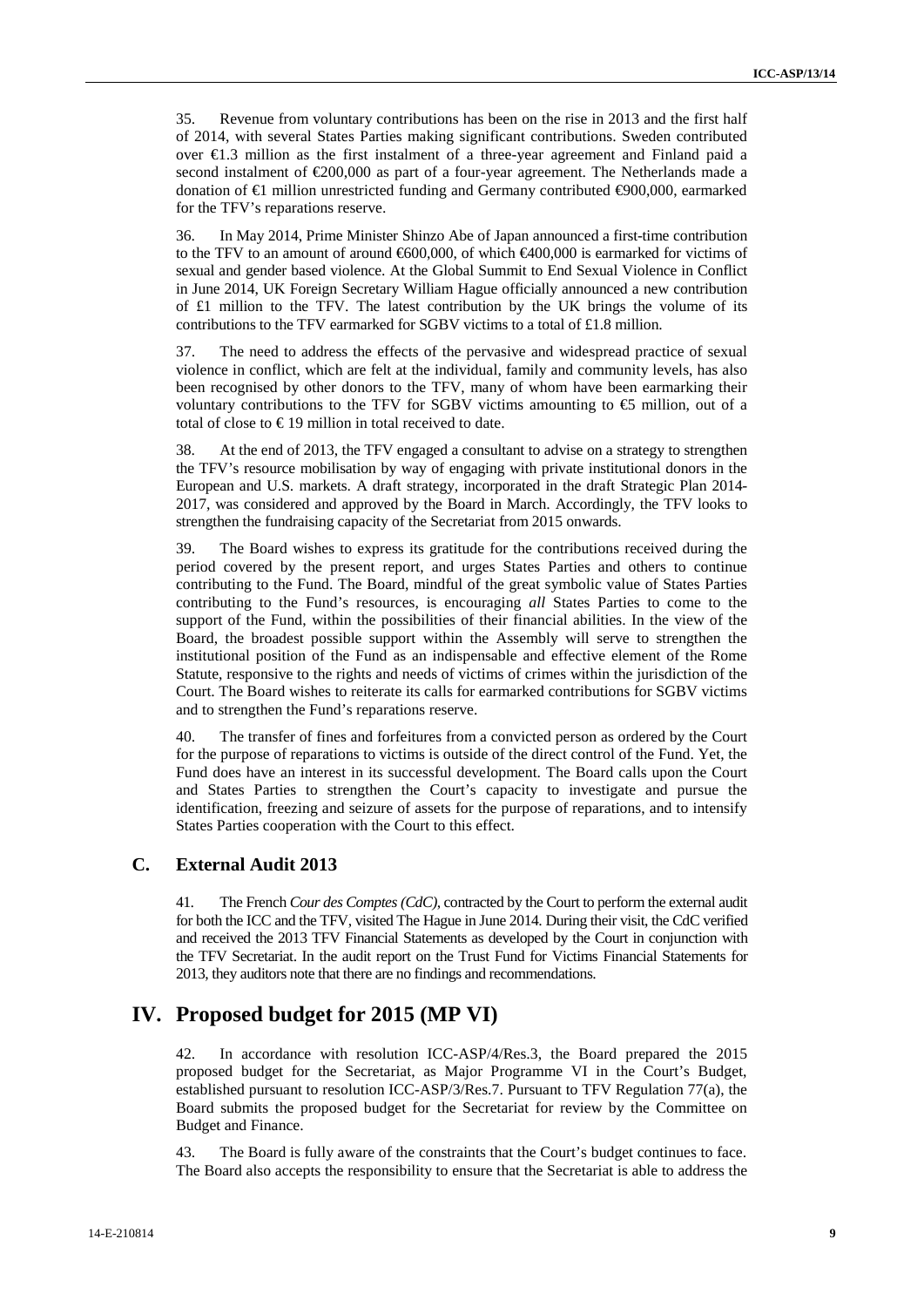35. Revenue from voluntary contributions has been on the rise in 2013 and the first half of 2014, with several States Parties making significant contributions. Sweden contributed over €1.3 million as the first instalment of a three-year agreement and Finland paid a second instalment of €200,000 as part of a four-year agreement. The Netherlands made a donation of €1 million unrestricted funding and Germany contributed €900,000, earmarked for the TFV's reparations reserve.

36. In May 2014, Prime Minister Shinzo Abe of Japan announced a first-time contribution to the TFV to an amount of around €600,000, of which €400,000 is earmarked for victims of sexual and gender based violence. At the Global Summit to End Sexual Violence in Conflict in June 2014, UK Foreign Secretary William Hague officially announced a new contribution of £1 million to the TFV. The latest contribution by the UK brings the volume of its contributions to the TFV earmarked for SGBV victims to a total of £1.8 million.

37. The need to address the effects of the pervasive and widespread practice of sexual violence in conflict, which are felt at the individual, family and community levels, has also been recognised by other donors to the TFV, many of whom have been earmarking their voluntary contributions to the TFV for SGBV victims amounting to €5 million, out of a total of close to € 19 million in total received to date.

38. At the end of 2013, the TFV engaged a consultant to advise on a strategy to strengthen the TFV's resource mobilisation by way of engaging with private institutional donors in the European and U.S. markets. A draft strategy, incorporated in the draft Strategic Plan 2014-2017, was considered and approved by the Board in March. Accordingly, the TFV looks to strengthen the fundraising capacity of the Secretariat from 2015 onwards.

39. The Board wishes to express its gratitude for the contributions received during the period covered by the present report, and urges States Parties and others to continue contributing to the Fund. The Board, mindful of the great symbolic value of States Parties contributing to the Fund's resources, is encouraging *all* States Parties to come to the support of the Fund, within the possibilities of their financial abilities. In the view of the Board, the broadest possible support within the Assembly will serve to strengthen the institutional position of the Fund as an indispensable and effective element of the Rome Statute, responsive to the rights and needs of victims of crimes within the jurisdiction of the Court. The Board wishes to reiterate its calls for earmarked contributions for SGBV victims and to strengthen the Fund's reparations reserve.

40. The transfer of fines and forfeitures from a convicted person as ordered by the Court for the purpose of reparations to victims is outside of the direct control of the Fund. Yet, the Fund does have an interest in its successful development. The Board calls upon the Court and States Parties to strengthen the Court's capacity to investigate and pursue the identification, freezing and seizure of assets for the purpose of reparations, and to intensify States Parties cooperation with the Court to this effect.

### C. External Audit 2013

41. The French *Cour des Comptes (CdC)*, contracted by the Court to perform the external audit for both the ICC and the TFV, visited The Hague in June 2014. During their visit, the CdC verified and received the 2013 TFV Financial Statements as developed by the Court in conjunction with the TFV Secretariat. In the audit report on the Trust Fund for Victims Financial Statements for 2013, they auditors note that there are no findings and recommendations.

## IV. Proposed budget for 2015 (MP VI)

42. In accordance with resolution ICC-ASP/4/Res.3, the Board prepared the 2015 proposed budget for the Secretariat, as Major Programme VI in the Court's Budget, established pursuant to resolution ICC-ASP/3/Res.7. Pursuant to TFV Regulation 77(a), the Board submits the proposed budget for the Secretariat for review by the Committee on Budget and Finance.

43. The Board is fully aware of the constraints that the Court's budget continues to face. The Board also accepts the responsibility to ensure that the Secretariat is able to address the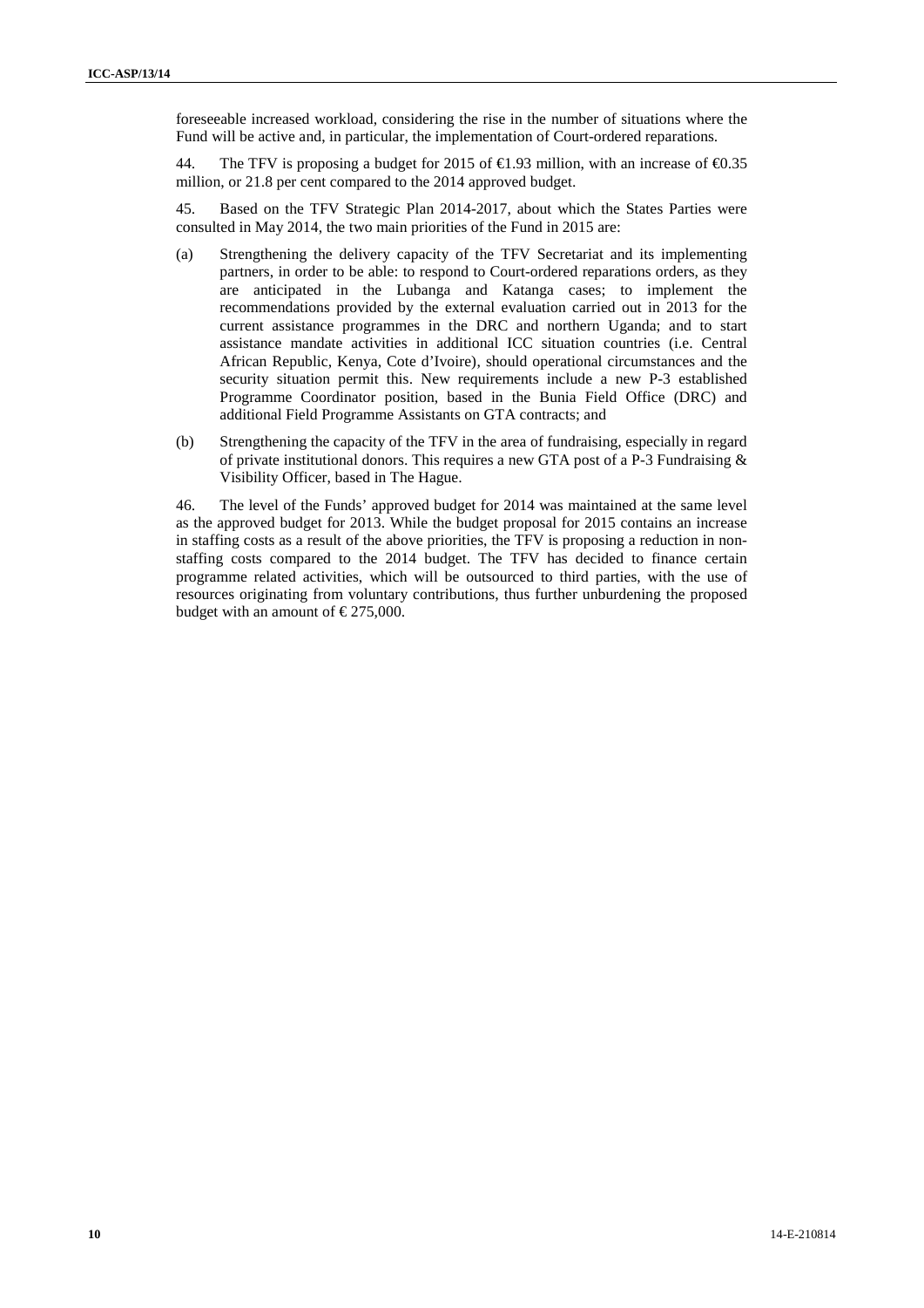foreseeable increased workload, considering the rise in the number of situations where the Fund will be active and, in particular, the implementation of Court-ordered reparations.

44. The TFV is proposing a budget for 2015 of €1.93 million, with an increase of €0.35 million, or 21.8 per cent compared to the 2014 approved budget.

45. Based on the TFV Strategic Plan 2014-2017, about which the States Parties were consulted in May 2014, the two main priorities of the Fund in 2015 are:

(a) Strengthening the delivery capacity of the TFV Secretariat and its implementing partners, in order to be able: to respond to Court-ordered reparations orders, as they are anticipated in the Lubanga and Katanga cases; to implement the recommendations provided by the external evaluation carried out in 2013 for the current assistance programmes in the DRC and northern Uganda; and to start assistance mandate activities in additional ICC situation countries (i.e. Central African Republic, Kenya, Cote d'Ivoire), should operational circumstances and the security situation permit this. New requirements include a new P-3 established Programme Coordinator position, based in the Bunia Field Office (DRC) and additional Field Programme Assistants on GTA contracts; and

(b) Strengthening the capacity of the TFV in the area of fundraising, especially in regard of private institutional donors. This requires a new GTA post of a P-3 Fundraising & Visibility Officer, based in The Hague.

46. The level of the Funds' approved budget for 2014 was maintained at the same level as the approved budget for 2013. While the budget proposal for 2015 contains an increase in staffing costs as a result of the above priorities, the TFV is proposing a reduction in non-staffing costs compared to the 2014 budget. The TFV has decided to finance certain programme related activities, which will be outsourced to third parties, with the use of resources originating from voluntary contributions, thus further unburdening the proposed budget with an amount of € 275,000.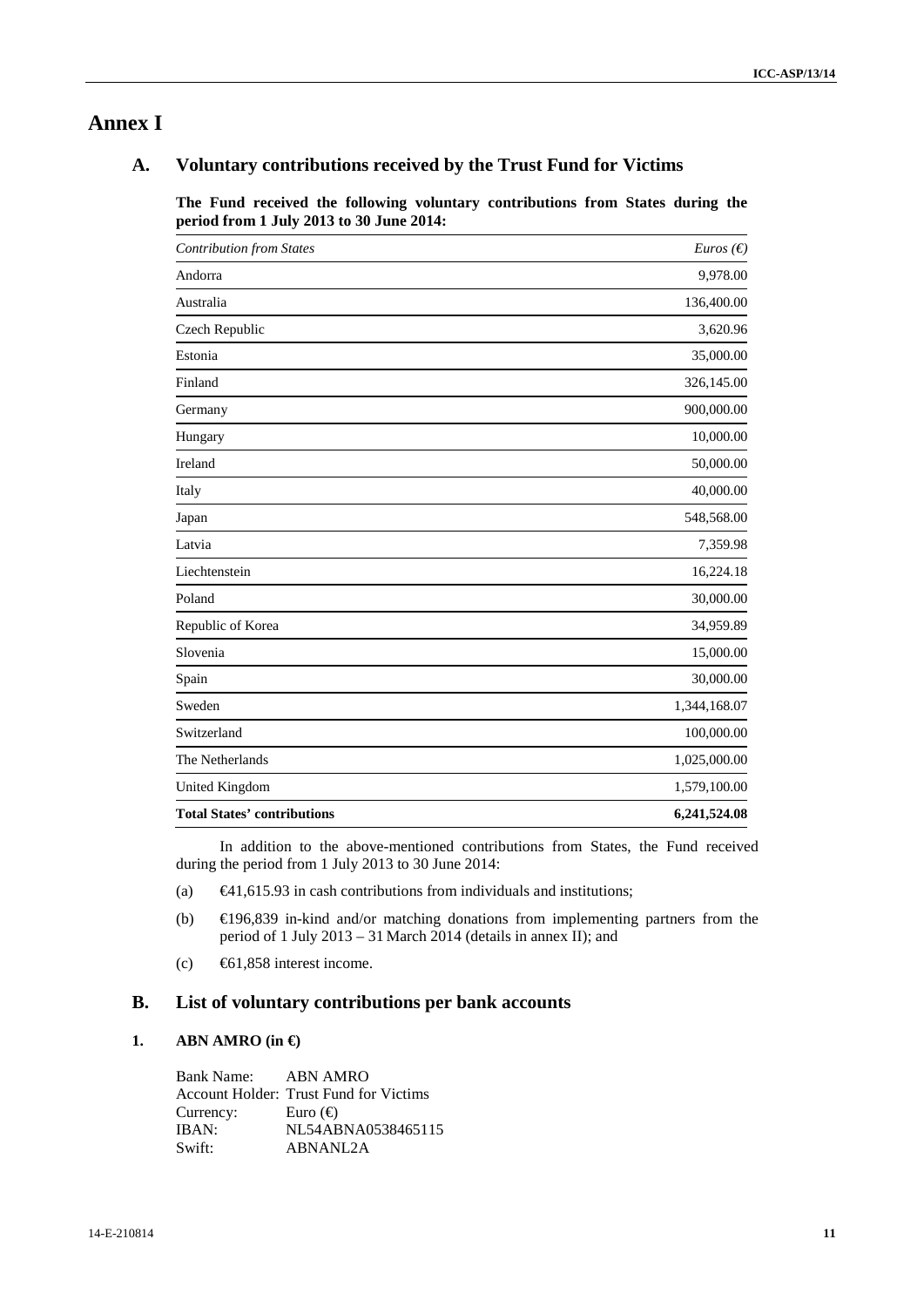# Annex I

## A. Voluntary contributions received by the Trust Fund for Victims

**The Fund received the following voluntary contributions from States during the period from 1 July 2013 to 30 June 2014:**

| *Contribution from States* | *Euros (€)* |
|---|---|
| Andorra | 9,978.00 |
| Australia | 136,400.00 |
| Czech Republic | 3,620.96 |
| Estonia | 35,000.00 |
| Finland | 326,145.00 |
| Germany | 900,000.00 |
| Hungary | 10,000.00 |
| Ireland | 50,000.00 |
| Italy | 40,000.00 |
| Japan | 548,568.00 |
| Latvia | 7,359.98 |
| Liechtenstein | 16,224.18 |
| Poland | 30,000.00 |
| Republic of Korea | 34,959.89 |
| Slovenia | 15,000.00 |
| Spain | 30,000.00 |
| Sweden | 1,344,168.07 |
| Switzerland | 100,000.00 |
| The Netherlands | 1,025,000.00 |
| United Kingdom | 1,579,100.00 |
| **Total States' contributions** | **6,241,524.08** |

In addition to the above-mentioned contributions from States, the Fund received during the period from 1 July 2013 to 30 June 2014:

(a) €41,615.93 in cash contributions from individuals and institutions;

(b) €196,839 in-kind and/or matching donations from implementing partners from the period of 1 July 2013 – 31 March 2014 (details in annex II); and

(c) €61,858 interest income.

## B. List of voluntary contributions per bank accounts

### 1. ABN AMRO (in €)

Bank Name: ABN AMRO
Account Holder: Trust Fund for Victims
Currency: Euro (€)
IBAN: NL54ABNA0538465115
Swift: ABNANL2A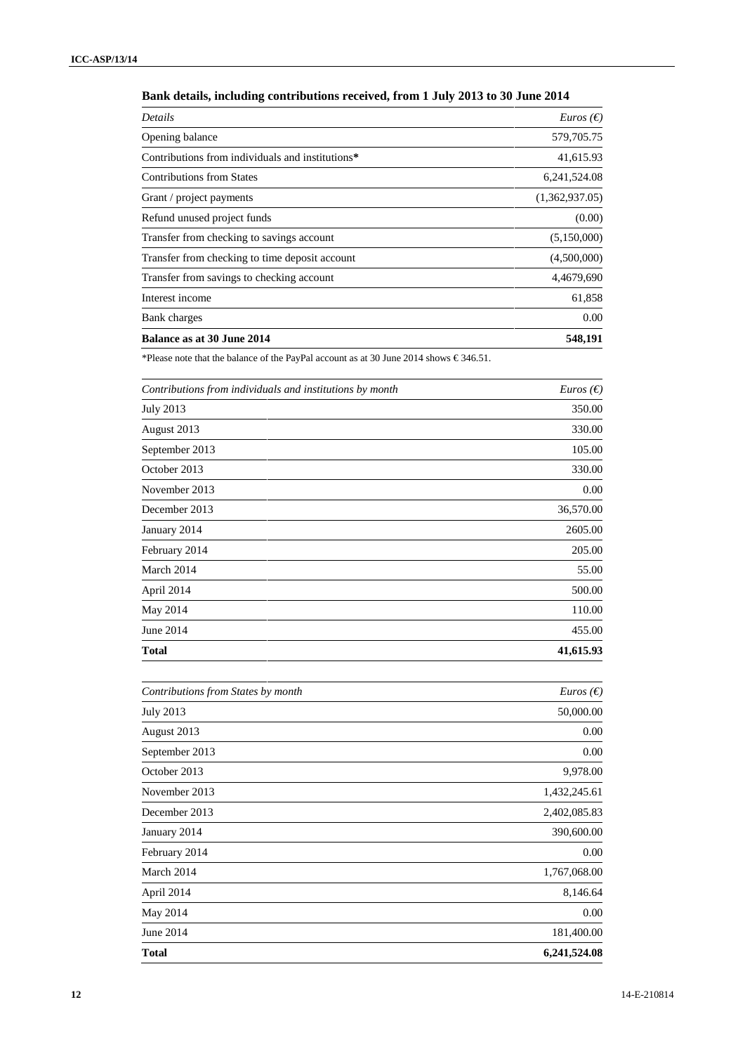**Bank details, including contributions received, from 1 July 2013 to 30 June 2014**

| *Details* | *Euros (€)* |
|---|---:|
| Opening balance | 579,705.75 |
| Contributions from individuals and institutions* | 41,615.93 |
| Contributions from States | 6,241,524.08 |
| Grant / project payments | (1,362,937.05) |
| Refund unused project funds | (0.00) |
| Transfer from checking to savings account | (5,150,000) |
| Transfer from checking to time deposit account | (4,500,000) |
| Transfer from savings to checking account | 4,4679,690 |
| Interest income | 61,858 |
| Bank charges | 0.00 |
| **Balance as at 30 June 2014** | **548,191** |

*Please note that the balance of the PayPal account as at 30 June 2014 shows € 346.51.

| *Contributions from individuals and institutions by month* | *Euros (€)* |
|---|---:|
| July 2013 | 350.00 |
| August 2013 | 330.00 |
| September 2013 | 105.00 |
| October 2013 | 330.00 |
| November 2013 | 0.00 |
| December 2013 | 36,570.00 |
| January 2014 | 2605.00 |
| February 2014 | 205.00 |
| March 2014 | 55.00 |
| April 2014 | 500.00 |
| May 2014 | 110.00 |
| June 2014 | 455.00 |
| **Total** | **41,615.93** |

| *Contributions from States by month* | *Euros (€)* |
|---|---:|
| July 2013 | 50,000.00 |
| August 2013 | 0.00 |
| September 2013 | 0.00 |
| October 2013 | 9,978.00 |
| November 2013 | 1,432,245.61 |
| December 2013 | 2,402,085.83 |
| January 2014 | 390,600.00 |
| February 2014 | 0.00 |
| March 2014 | 1,767,068.00 |
| April 2014 | 8,146.64 |
| May 2014 | 0.00 |
| June 2014 | 181,400.00 |
| **Total** | **6,241,524.08** |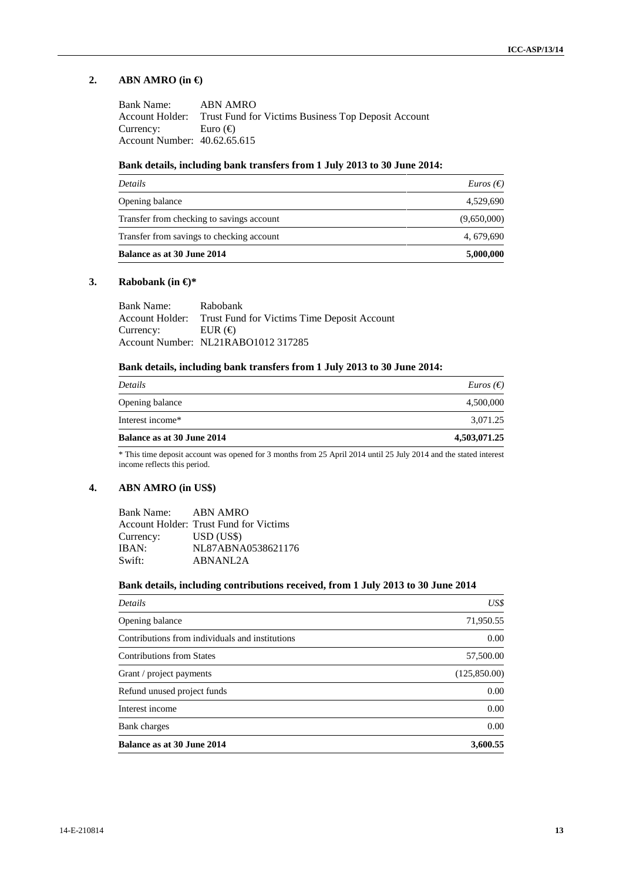## 2. ABN AMRO (in €)

Bank Name: ABN AMRO
Account Holder: Trust Fund for Victims Business Top Deposit Account
Currency: Euro (€)
Account Number: 40.62.65.615

**Bank details, including bank transfers from 1 July 2013 to 30 June 2014:**

| *Details* | *Euros (€)* |
|---|---|
| Opening balance | 4,529,690 |
| Transfer from checking to savings account | (9,650,000) |
| Transfer from savings to checking account | 4, 679,690 |
| **Balance as at 30 June 2014** | **5,000,000** |

## 3. Rabobank (in €)*

Bank Name: Rabobank
Account Holder: Trust Fund for Victims Time Deposit Account
Currency: EUR (€)
Account Number: NL21RABO1012 317285

**Bank details, including bank transfers from 1 July 2013 to 30 June 2014:**

| *Details* | *Euros (€)* |
|---|---|
| Opening balance | 4,500,000 |
| Interest income* | 3,071.25 |
| **Balance as at 30 June 2014** | **4,503,071.25** |

* This time deposit account was opened for 3 months from 25 April 2014 until 25 July 2014 and the stated interest income reflects this period.

## 4. ABN AMRO (in US$)

Bank Name: ABN AMRO
Account Holder: Trust Fund for Victims
Currency: USD (US$)
IBAN: NL87ABNA0538621176
Swift: ABNANL2A

**Bank details, including contributions received, from 1 July 2013 to 30 June 2014**

| *Details* | *US$* |
|---|---|
| Opening balance | 71,950.55 |
| Contributions from individuals and institutions | 0.00 |
| Contributions from States | 57,500.00 |
| Grant / project payments | (125,850.00) |
| Refund unused project funds | 0.00 |
| Interest income | 0.00 |
| Bank charges | 0.00 |
| **Balance as at 30 June 2014** | **3,600.55** |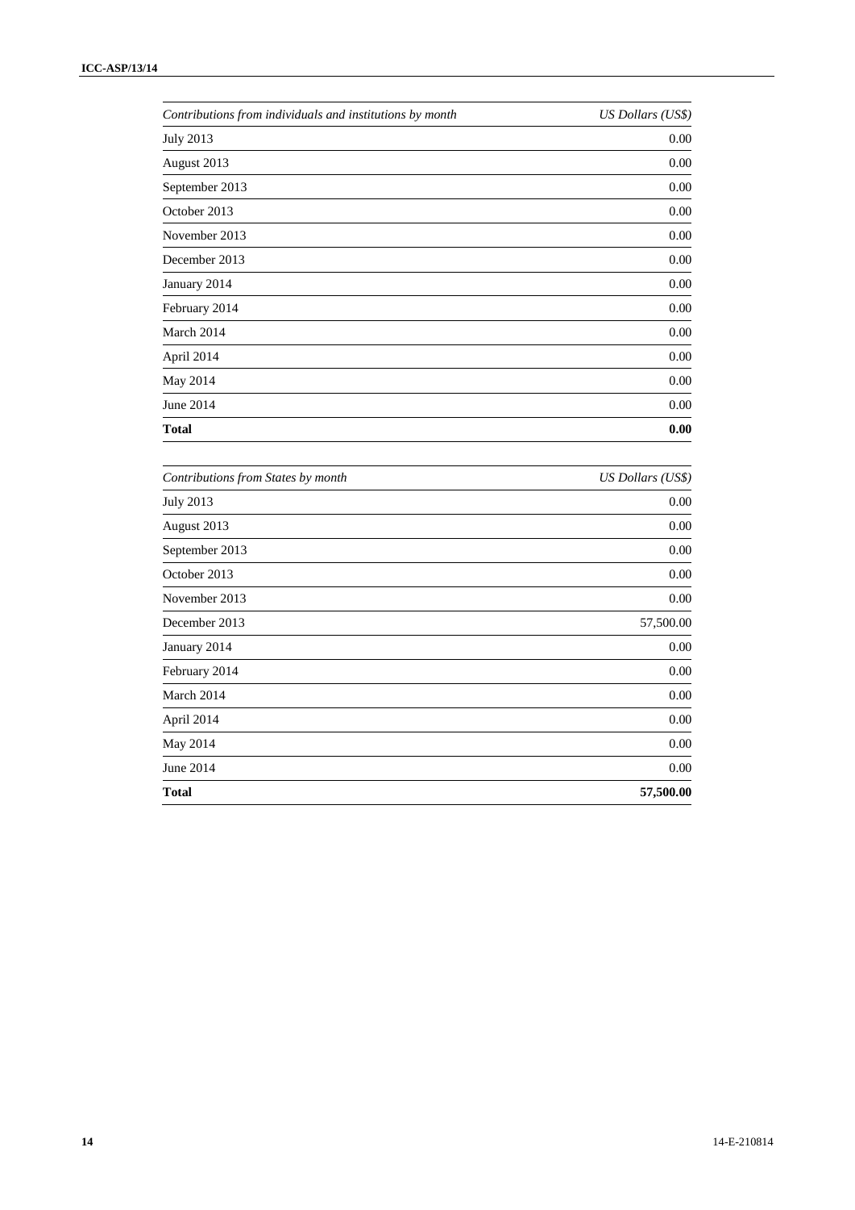| *Contributions from individuals and institutions by month* | *US Dollars (US$)* |
| --- | --- |
| July 2013 | 0.00 |
| August 2013 | 0.00 |
| September 2013 | 0.00 |
| October 2013 | 0.00 |
| November 2013 | 0.00 |
| December 2013 | 0.00 |
| January 2014 | 0.00 |
| February 2014 | 0.00 |
| March 2014 | 0.00 |
| April 2014 | 0.00 |
| May 2014 | 0.00 |
| June 2014 | 0.00 |
| **Total** | **0.00** |

| *Contributions from States by month* | *US Dollars (US$)* |
| --- | --- |
| July 2013 | 0.00 |
| August 2013 | 0.00 |
| September 2013 | 0.00 |
| October 2013 | 0.00 |
| November 2013 | 0.00 |
| December 2013 | 57,500.00 |
| January 2014 | 0.00 |
| February 2014 | 0.00 |
| March 2014 | 0.00 |
| April 2014 | 0.00 |
| May 2014 | 0.00 |
| June 2014 | 0.00 |
| **Total** | **57,500.00** |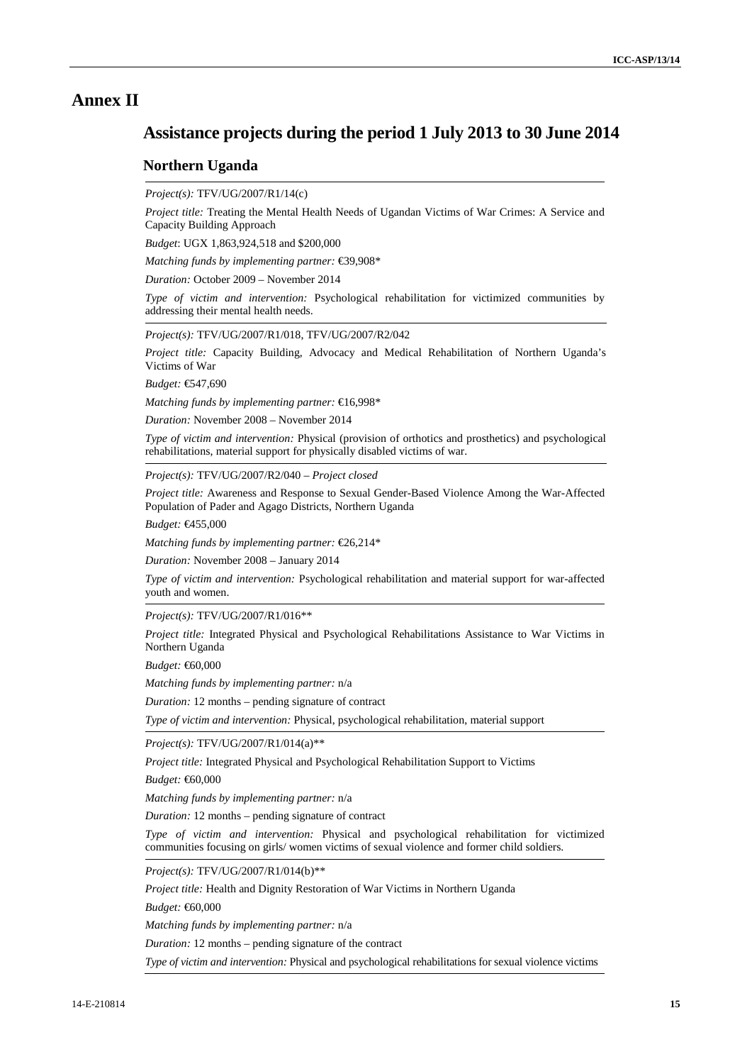# Annex II

## Assistance projects during the period 1 July 2013 to 30 June 2014

### Northern Uganda

*Project(s):* TFV/UG/2007/R1/14(c)

*Project title:* Treating the Mental Health Needs of Ugandan Victims of War Crimes: A Service and Capacity Building Approach

*Budget*: UGX 1,863,924,518 and $200,000

*Matching funds by implementing partner:* €39,908*

*Duration:* October 2009 – November 2014

*Type of victim and intervention:* Psychological rehabilitation for victimized communities by addressing their mental health needs.

---

*Project(s):* TFV/UG/2007/R1/018, TFV/UG/2007/R2/042

*Project title:* Capacity Building, Advocacy and Medical Rehabilitation of Northern Uganda's Victims of War

*Budget:* €547,690

*Matching funds by implementing partner:* €16,998*

*Duration:* November 2008 – November 2014

*Type of victim and intervention:* Physical (provision of orthotics and prosthetics) and psychological rehabilitations, material support for physically disabled victims of war.

---

*Project(s):* TFV/UG/2007/R2/040 – *Project closed*

*Project title:* Awareness and Response to Sexual Gender-Based Violence Among the War-Affected Population of Pader and Agago Districts, Northern Uganda

*Budget:* €455,000

*Matching funds by implementing partner:* €26,214*

*Duration:* November 2008 – January 2014

*Type of victim and intervention:* Psychological rehabilitation and material support for war-affected youth and women.

---

*Project(s):* TFV/UG/2007/R1/016**

*Project title:* Integrated Physical and Psychological Rehabilitations Assistance to War Victims in Northern Uganda

*Budget:* €60,000

*Matching funds by implementing partner:* n/a

*Duration:* 12 months – pending signature of contract

*Type of victim and intervention:* Physical, psychological rehabilitation, material support

---

*Project(s):* TFV/UG/2007/R1/014(a)**

*Project title:* Integrated Physical and Psychological Rehabilitation Support to Victims

*Budget:* €60,000

*Matching funds by implementing partner:* n/a

*Duration:* 12 months – pending signature of contract

*Type of victim and intervention:* Physical and psychological rehabilitation for victimized communities focusing on girls/ women victims of sexual violence and former child soldiers.

---

*Project(s):* TFV/UG/2007/R1/014(b)**

*Project title:* Health and Dignity Restoration of War Victims in Northern Uganda

*Budget:* €60,000

*Matching funds by implementing partner:* n/a

*Duration:* 12 months – pending signature of the contract

*Type of victim and intervention:* Physical and psychological rehabilitations for sexual violence victims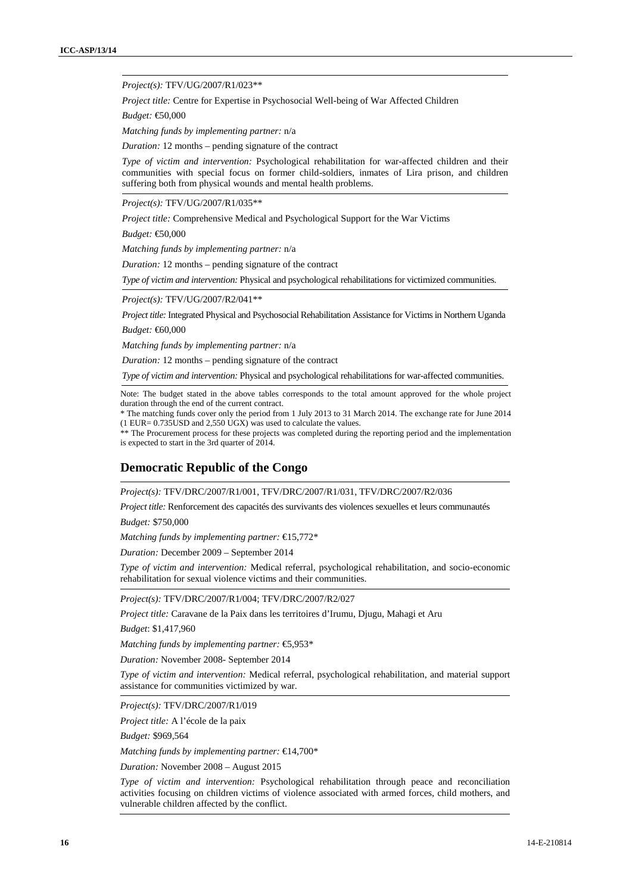*Project(s):* TFV/UG/2007/R1/023**

*Project title:* Centre for Expertise in Psychosocial Well-being of War Affected Children

*Budget:* €50,000

*Matching funds by implementing partner:* n/a

*Duration:* 12 months – pending signature of the contract

*Type of victim and intervention:* Psychological rehabilitation for war-affected children and their communities with special focus on former child-soldiers, inmates of Lira prison, and children suffering both from physical wounds and mental health problems.

---

*Project(s):* TFV/UG/2007/R1/035**

*Project title:* Comprehensive Medical and Psychological Support for the War Victims

*Budget:* €50,000

*Matching funds by implementing partner:* n/a

*Duration:* 12 months – pending signature of the contract

*Type of victim and intervention:* Physical and psychological rehabilitations for victimized communities.

---

*Project(s):* TFV/UG/2007/R2/041**

*Project title:* Integrated Physical and Psychosocial Rehabilitation Assistance for Victims in Northern Uganda

*Budget:* €60,000

*Matching funds by implementing partner:* n/a

*Duration:* 12 months – pending signature of the contract

*Type of victim and intervention:* Physical and psychological rehabilitations for war-affected communities.

---

Note: The budget stated in the above tables corresponds to the total amount approved for the whole project duration through the end of the current contract.

* The matching funds cover only the period from 1 July 2013 to 31 March 2014. The exchange rate for June 2014 (1 EUR= 0.735USD and 2,550 UGX) was used to calculate the values.

** The Procurement process for these projects was completed during the reporting period and the implementation is expected to start in the 3rd quarter of 2014.

## Democratic Republic of the Congo

*Project(s):* TFV/DRC/2007/R1/001, TFV/DRC/2007/R1/031, TFV/DRC/2007/R2/036

*Project title:* Renforcement des capacités des survivants des violences sexuelles et leurs communautés

*Budget:* $750,000

*Matching funds by implementing partner:* €15,772*

*Duration:* December 2009 – September 2014

*Type of victim and intervention:* Medical referral, psychological rehabilitation, and socio-economic rehabilitation for sexual violence victims and their communities.

---

*Project(s):* TFV/DRC/2007/R1/004; TFV/DRC/2007/R2/027

*Project title:* Caravane de la Paix dans les territoires d'Irumu, Djugu, Mahagi et Aru

*Budget*: $1,417,960

*Matching funds by implementing partner:* €5,953*

*Duration:* November 2008- September 2014

*Type of victim and intervention:* Medical referral, psychological rehabilitation, and material support assistance for communities victimized by war.

---

*Project(s):* TFV/DRC/2007/R1/019

*Project title:* A l'école de la paix

*Budget:* $969,564

*Matching funds by implementing partner:* €14,700*

*Duration:* November 2008 – August 2015

*Type of victim and intervention:* Psychological rehabilitation through peace and reconciliation activities focusing on children victims of violence associated with armed forces, child mothers, and vulnerable children affected by the conflict.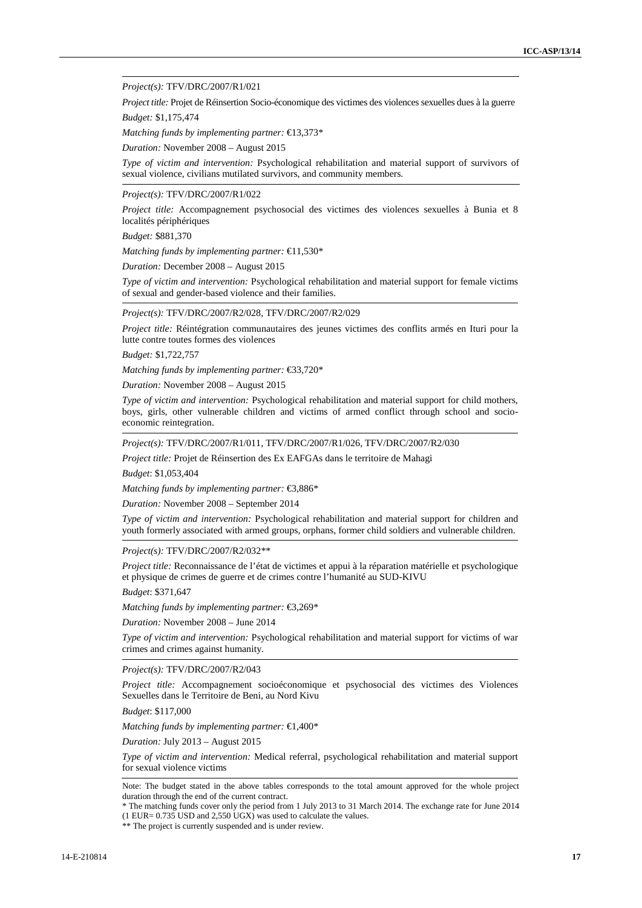*Project(s):* TFV/DRC/2007/R1/021

*Project title:* Projet de Réinsertion Socio-économique des victimes des violences sexuelles dues à la guerre

*Budget:* $1,175,474

*Matching funds by implementing partner:* €13,373*

*Duration:* November 2008 – August 2015

*Type of victim and intervention:* Psychological rehabilitation and material support of survivors of sexual violence, civilians mutilated survivors, and community members.

---

*Project(s):* TFV/DRC/2007/R1/022

*Project title:* Accompagnement psychosocial des victimes des violences sexuelles à Bunia et 8 localités périphériques

*Budget:* $881,370

*Matching funds by implementing partner:* €11,530*

*Duration:* December 2008 – August 2015

*Type of victim and intervention:* Psychological rehabilitation and material support for female victims of sexual and gender-based violence and their families.

---

*Project(s):* TFV/DRC/2007/R2/028, TFV/DRC/2007/R2/029

*Project title:* Réintégration communautaires des jeunes victimes des conflits armés en Ituri pour la lutte contre toutes formes des violences

*Budget:* $1,722,757

*Matching funds by implementing partner:* €33,720*

*Duration:* November 2008 – August 2015

*Type of victim and intervention:* Psychological rehabilitation and material support for child mothers, boys, girls, other vulnerable children and victims of armed conflict through school and socio-economic reintegration.

---

*Project(s):* TFV/DRC/2007/R1/011, TFV/DRC/2007/R1/026, TFV/DRC/2007/R2/030

*Project title:* Projet de Réinsertion des Ex EAFGAs dans le territoire de Mahagi

*Budget*: $1,053,404

*Matching funds by implementing partner:* €3,886*

*Duration:* November 2008 – September 2014

*Type of victim and intervention:* Psychological rehabilitation and material support for children and youth formerly associated with armed groups, orphans, former child soldiers and vulnerable children.

---

*Project(s):* TFV/DRC/2007/R2/032**

*Project title:* Reconnaissance de l'état de victimes et appui à la réparation matérielle et psychologique et physique de crimes de guerre et de crimes contre l'humanité au SUD-KIVU

*Budget*: $371,647

*Matching funds by implementing partner:* €3,269*

*Duration:* November 2008 – June 2014

*Type of victim and intervention:* Psychological rehabilitation and material support for victims of war crimes and crimes against humanity.

---

*Project(s):* TFV/DRC/2007/R2/043

*Project title:* Accompagnement socioéconomique et psychosocial des victimes des Violences Sexuelles dans le Territoire de Beni, au Nord Kivu

*Budget*: $117,000

*Matching funds by implementing partner:* €1,400*

*Duration:* July 2013 – August 2015

*Type of victim and intervention:* Medical referral, psychological rehabilitation and material support for sexual violence victims

---

Note: The budget stated in the above tables corresponds to the total amount approved for the whole project duration through the end of the current contract.

* The matching funds cover only the period from 1 July 2013 to 31 March 2014. The exchange rate for June 2014 (1 EUR= 0.735 USD and 2,550 UGX) was used to calculate the values.

** The project is currently suspended and is under review.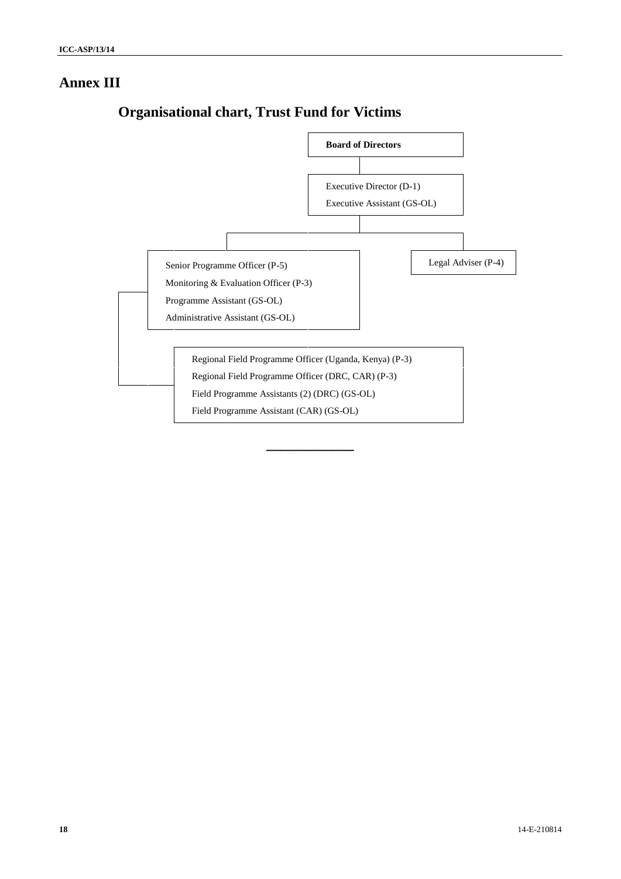# Annex III

## Organisational chart, Trust Fund for Victims

**Board of Directors**

Executive Director (D-1)
Executive Assistant (GS-OL)

Senior Programme Officer (P-5)
Monitoring & Evaluation Officer (P-3)
Programme Assistant (GS-OL)
Administrative Assistant (GS-OL)

Legal Adviser (P-4)

Regional Field Programme Officer (Uganda, Kenya) (P-3)
Regional Field Programme Officer (DRC, CAR) (P-3)
Field Programme Assistants (2) (DRC) (GS-OL)
Field Programme Assistant (CAR) (GS-OL)

---